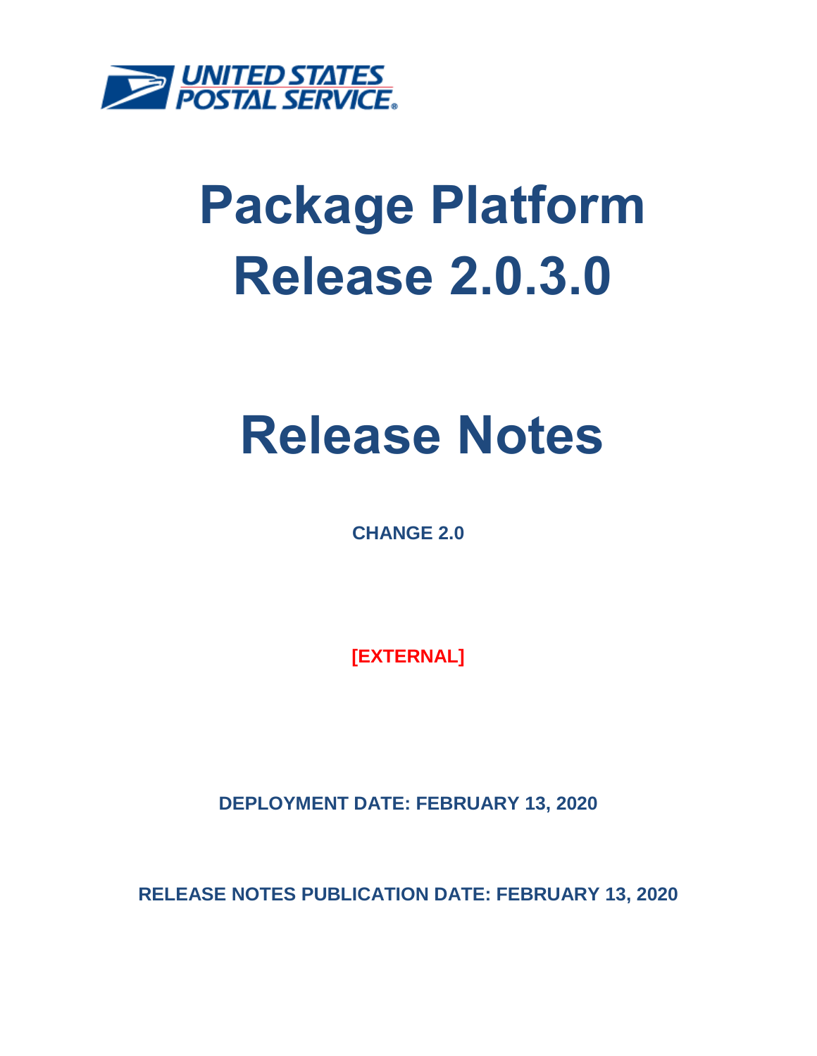UNITED STATES POSTAL SERVICE

# Package Platform Release 2.0.3.0

# Release Notes

**CHANGE 2.0**

**[EXTERNAL]**

**DEPLOYMENT DATE: FEBRUARY 13, 2020**

**RELEASE NOTES PUBLICATION DATE: FEBRUARY 13, 2020**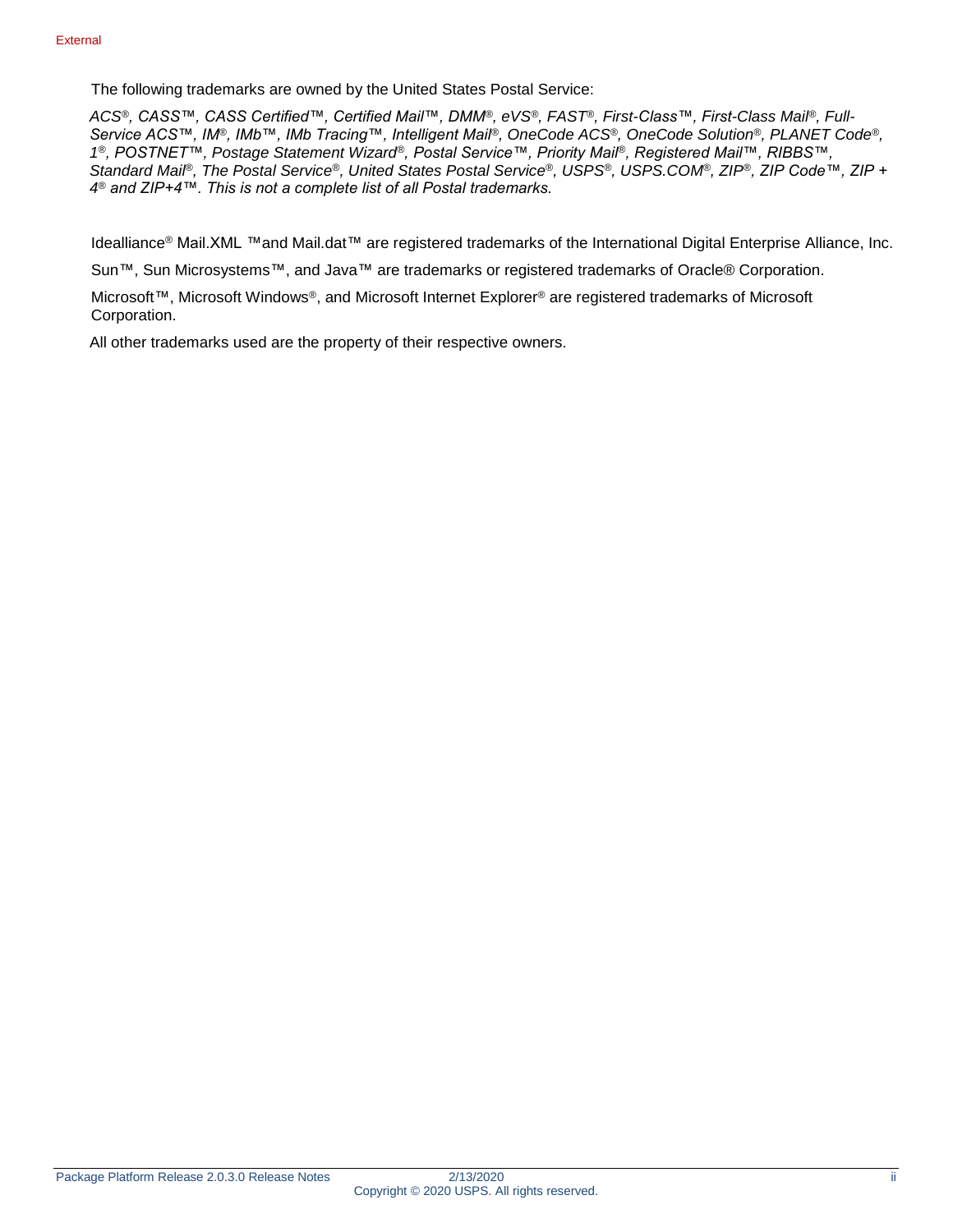The following trademarks are owned by the United States Postal Service:

*ACS®, CASS™, CASS Certified™, Certified Mail™, DMM®, eVS®, FAST®, First-Class™, First-Class Mail®, Full-Service ACS™, IM®, IMb™, IMb Tracing™, Intelligent Mail®, OneCode ACS®, OneCode Solution®, PLANET Code®, 1®, POSTNET™, Postage Statement Wizard®, Postal Service™, Priority Mail®, Registered Mail™, RIBBS™, Standard Mail®, The Postal Service®, United States Postal Service®, USPS®, USPS.COM®, ZIP®, ZIP Code™, ZIP + 4® and ZIP+4™. This is not a complete list of all Postal trademarks.*

Idealliance® Mail.XML ™and Mail.dat™ are registered trademarks of the International Digital Enterprise Alliance, Inc.

Sun™, Sun Microsystems™, and Java™ are trademarks or registered trademarks of Oracle® Corporation.

Microsoft™, Microsoft Windows®, and Microsoft Internet Explorer® are registered trademarks of Microsoft Corporation.

All other trademarks used are the property of their respective owners.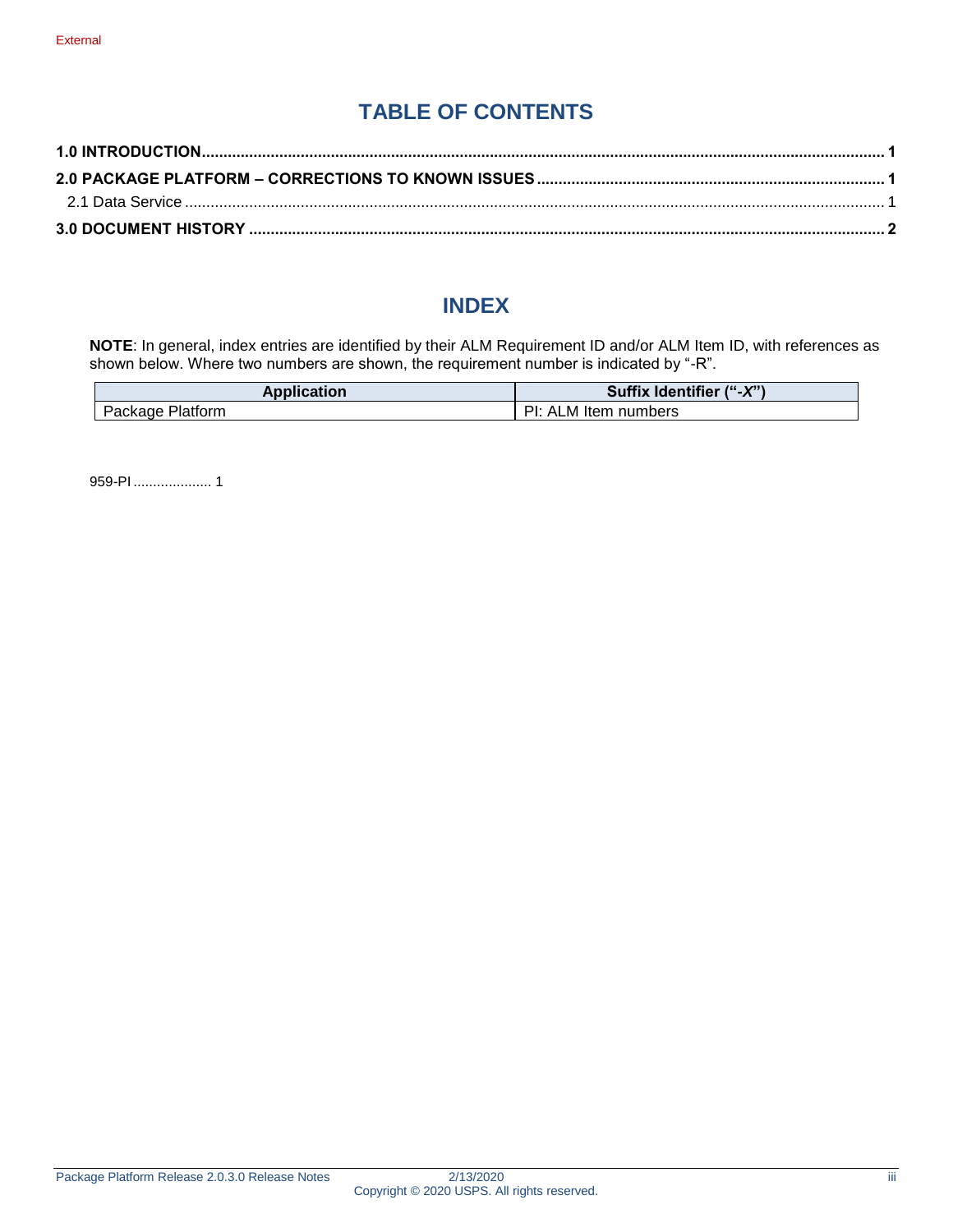# TABLE OF CONTENTS

**1.0 INTRODUCTION** .......... **1**

**2.0 PACKAGE PLATFORM – CORRECTIONS TO KNOWN ISSUES** .......... **1**

2.1 Data Service .......... 1

**3.0 DOCUMENT HISTORY** .......... **2**

# INDEX

**NOTE**: In general, index entries are identified by their ALM Requirement ID and/or ALM Item ID, with references as shown below. Where two numbers are shown, the requirement number is indicated by "-R".

| Application | Suffix Identifier ("-*X*") |
|---|---|
| Package Platform | PI: ALM Item numbers |

959-PI .................... 1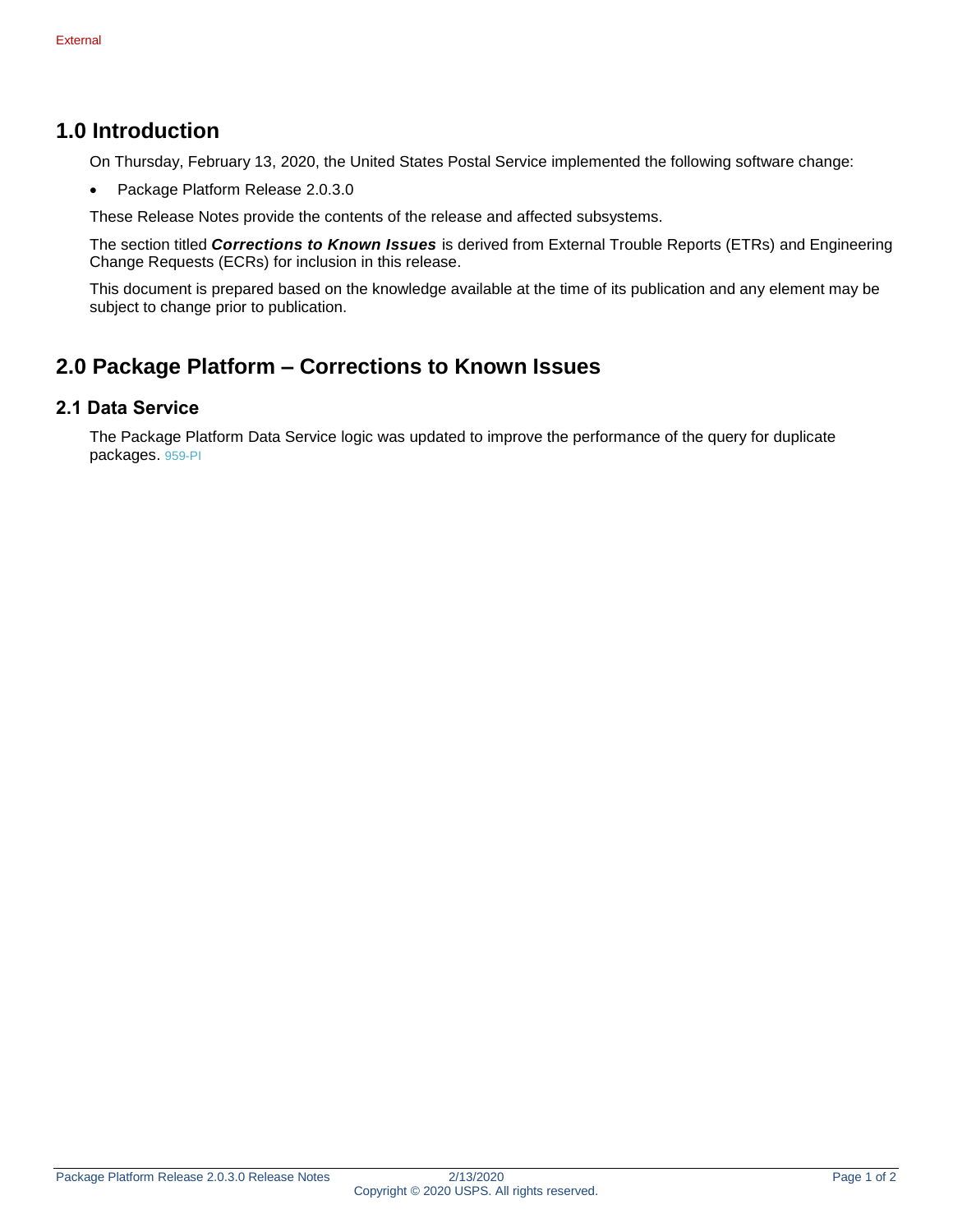External

# 1.0 Introduction

On Thursday, February 13, 2020, the United States Postal Service implemented the following software change:

- Package Platform Release 2.0.3.0

These Release Notes provide the contents of the release and affected subsystems.

The section titled ***Corrections to Known Issues*** is derived from External Trouble Reports (ETRs) and Engineering Change Requests (ECRs) for inclusion in this release.

This document is prepared based on the knowledge available at the time of its publication and any element may be subject to change prior to publication.

# 2.0 Package Platform – Corrections to Known Issues

## 2.1 Data Service

The Package Platform Data Service logic was updated to improve the performance of the query for duplicate packages. 959-PI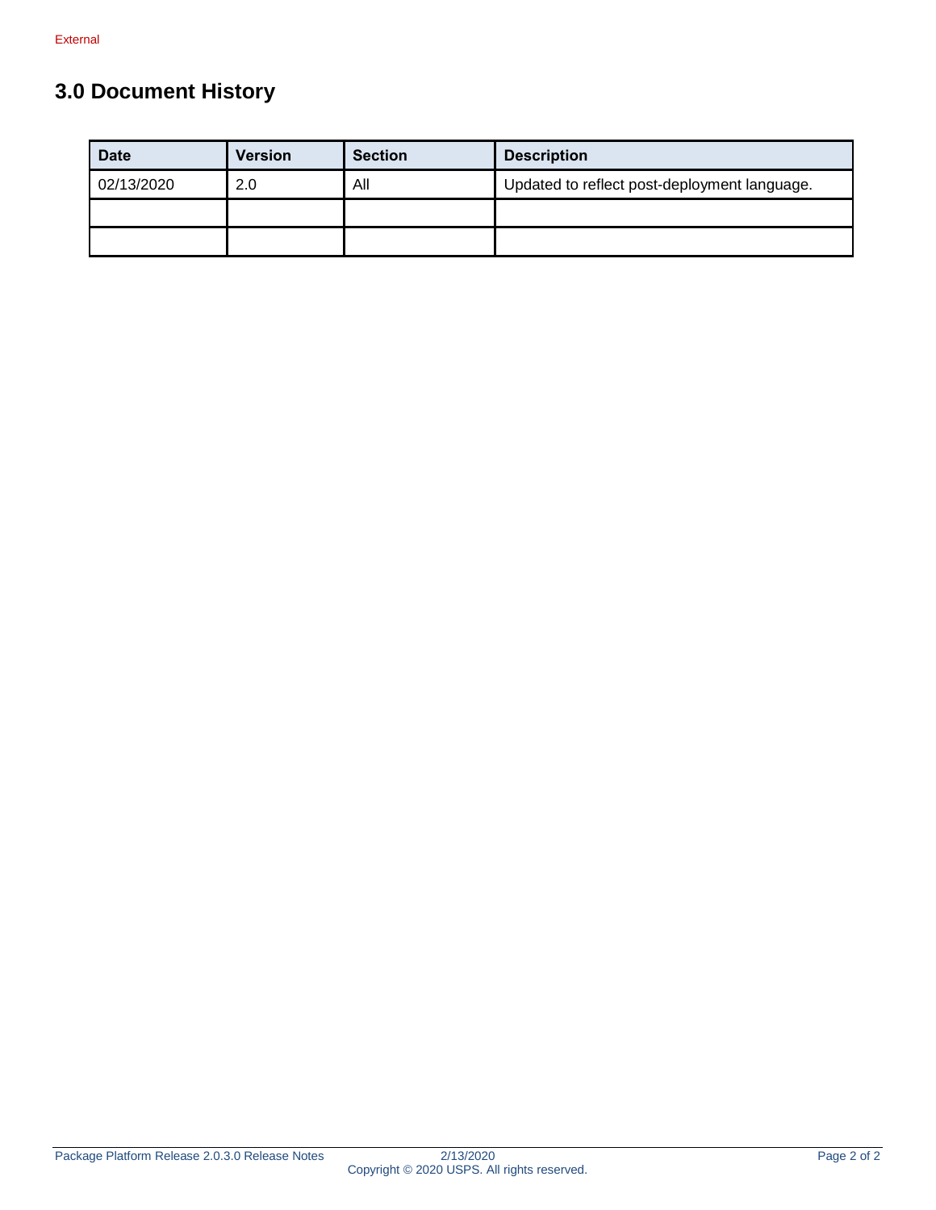External

## 3.0 Document History

| Date | Version | Section | Description |
|---|---|---|---|
| 02/13/2020 | 2.0 | All | Updated to reflect post-deployment language. |
| | | | |
| | | | |